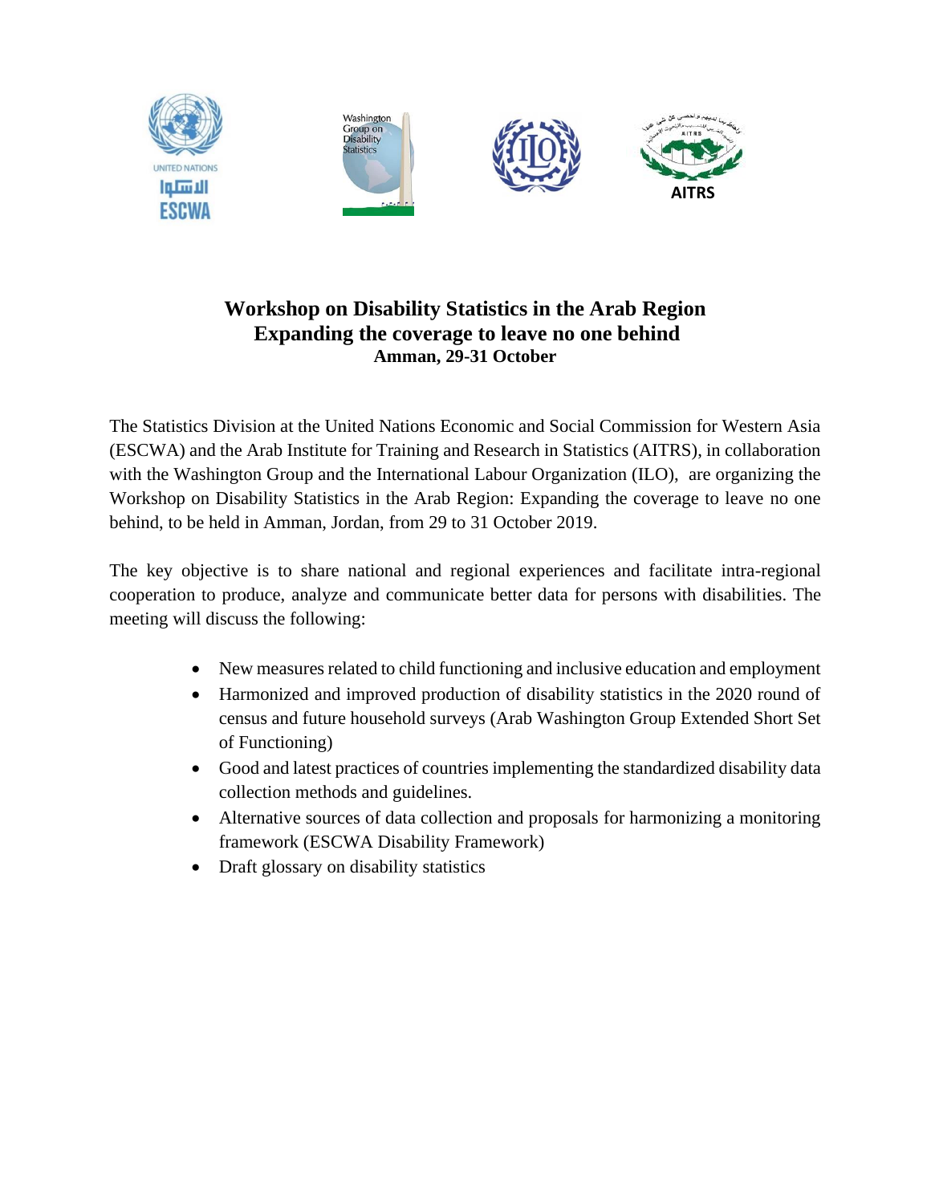# Workshop on Disability Statistics in the Arab Region
## Expanding the coverage to leave no one behind
### Amman, 29-31 October

The Statistics Division at the United Nations Economic and Social Commission for Western Asia (ESCWA) and the Arab Institute for Training and Research in Statistics (AITRS), in collaboration with the Washington Group and the International Labour Organization (ILO), are organizing the Workshop on Disability Statistics in the Arab Region: Expanding the coverage to leave no one behind, to be held in Amman, Jordan, from 29 to 31 October 2019.

The key objective is to share national and regional experiences and facilitate intra-regional cooperation to produce, analyze and communicate better data for persons with disabilities. The meeting will discuss the following:

- New measures related to child functioning and inclusive education and employment
- Harmonized and improved production of disability statistics in the 2020 round of census and future household surveys (Arab Washington Group Extended Short Set of Functioning)
- Good and latest practices of countries implementing the standardized disability data collection methods and guidelines.
- Alternative sources of data collection and proposals for harmonizing a monitoring framework (ESCWA Disability Framework)
- Draft glossary on disability statistics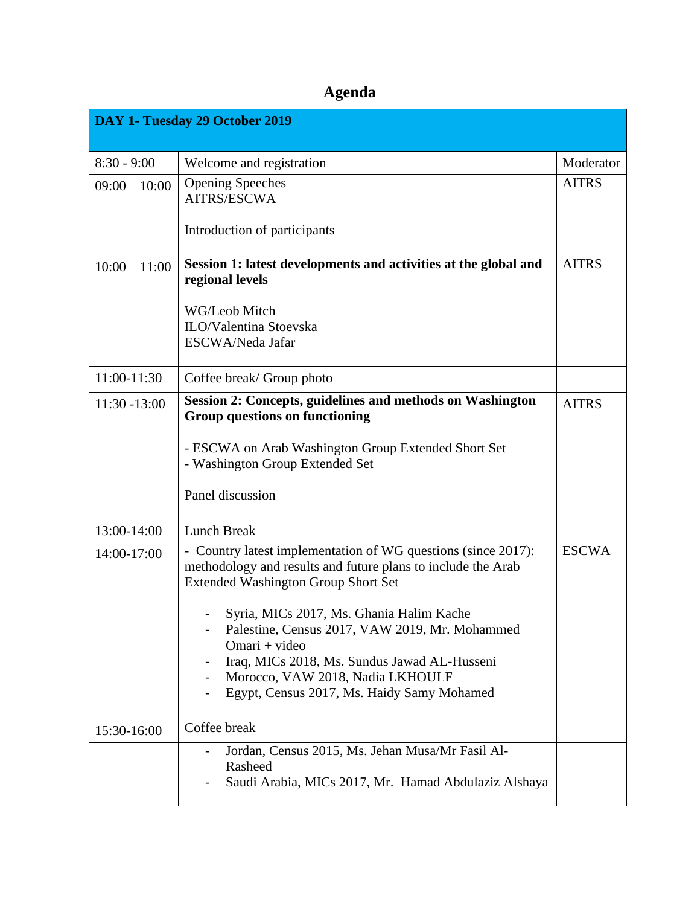# Agenda

| DAY 1- Tuesday 29 October 2019 | | |
|---|---|---|
| 8:30 - 9:00 | Welcome and registration | Moderator |
| 09:00 – 10:00 | Opening Speeches<br>AITRS/ESCWA<br><br>Introduction of participants | AITRS |
| 10:00 – 11:00 | **Session 1: latest developments and activities at the global and regional levels**<br><br>WG/Leob Mitch<br>ILO/Valentina Stoevska<br>ESCWA/Neda Jafar | AITRS |
| 11:00-11:30 | Coffee break/ Group photo | |
| 11:30 -13:00 | **Session 2: Concepts, guidelines and methods on Washington Group questions on functioning**<br><br>- ESCWA on Arab Washington Group Extended Short Set<br>- Washington Group Extended Set<br><br>Panel discussion | AITRS |
| 13:00-14:00 | Lunch Break | |
| 14:00-17:00 | - Country latest implementation of WG questions (since 2017): methodology and results and future plans to include the Arab Extended Washington Group Short Set<br><br>- Syria, MICs 2017, Ms. Ghania Halim Kache<br>- Palestine, Census 2017, VAW 2019, Mr. Mohammed Omari + video<br>- Iraq, MICs 2018, Ms. Sundus Jawad AL-Husseni<br>- Morocco, VAW 2018, Nadia LKHOULF<br>- Egypt, Census 2017, Ms. Haidy Samy Mohamed | ESCWA |
| 15:30-16:00 | Coffee break | |
| | - Jordan, Census 2015, Ms. Jehan Musa/Mr Fasil Al-Rasheed<br>- Saudi Arabia, MICs 2017, Mr. Hamad Abdulaziz Alshaya | |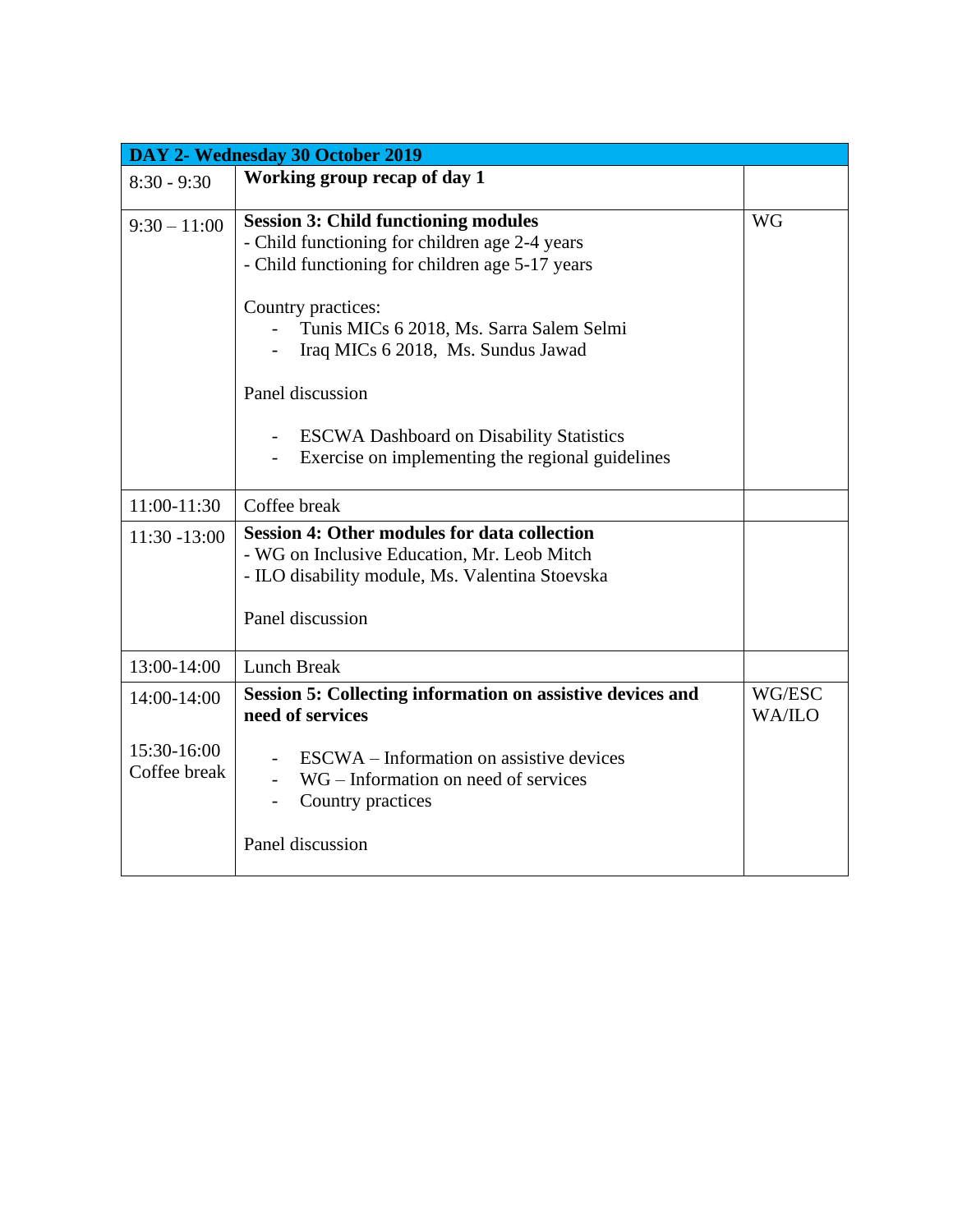| DAY 2- Wednesday 30 October 2019 | | |
|---|---|---|
| 8:30 - 9:30 | **Working group recap of day 1** | |
| 9:30 – 11:00 | **Session 3: Child functioning modules**<br>- Child functioning for children age 2-4 years<br>- Child functioning for children age 5-17 years<br><br>Country practices:<br>- Tunis MICs 6 2018, Ms. Sarra Salem Selmi<br>- Iraq MICs 6 2018, Ms. Sundus Jawad<br><br>Panel discussion<br><br>- ESCWA Dashboard on Disability Statistics<br>- Exercise on implementing the regional guidelines | WG |
| 11:00-11:30 | Coffee break | |
| 11:30 -13:00 | **Session 4: Other modules for data collection**<br>- WG on Inclusive Education, Mr. Leob Mitch<br>- ILO disability module, Ms. Valentina Stoevska<br><br>Panel discussion | |
| 13:00-14:00 | Lunch Break | |
| 14:00-14:00<br><br>15:30-16:00 Coffee break | **Session 5: Collecting information on assistive devices and need of services**<br><br>- ESCWA – Information on assistive devices<br>- WG – Information on need of services<br>- Country practices<br><br>Panel discussion | WG/ESCWA/ILO |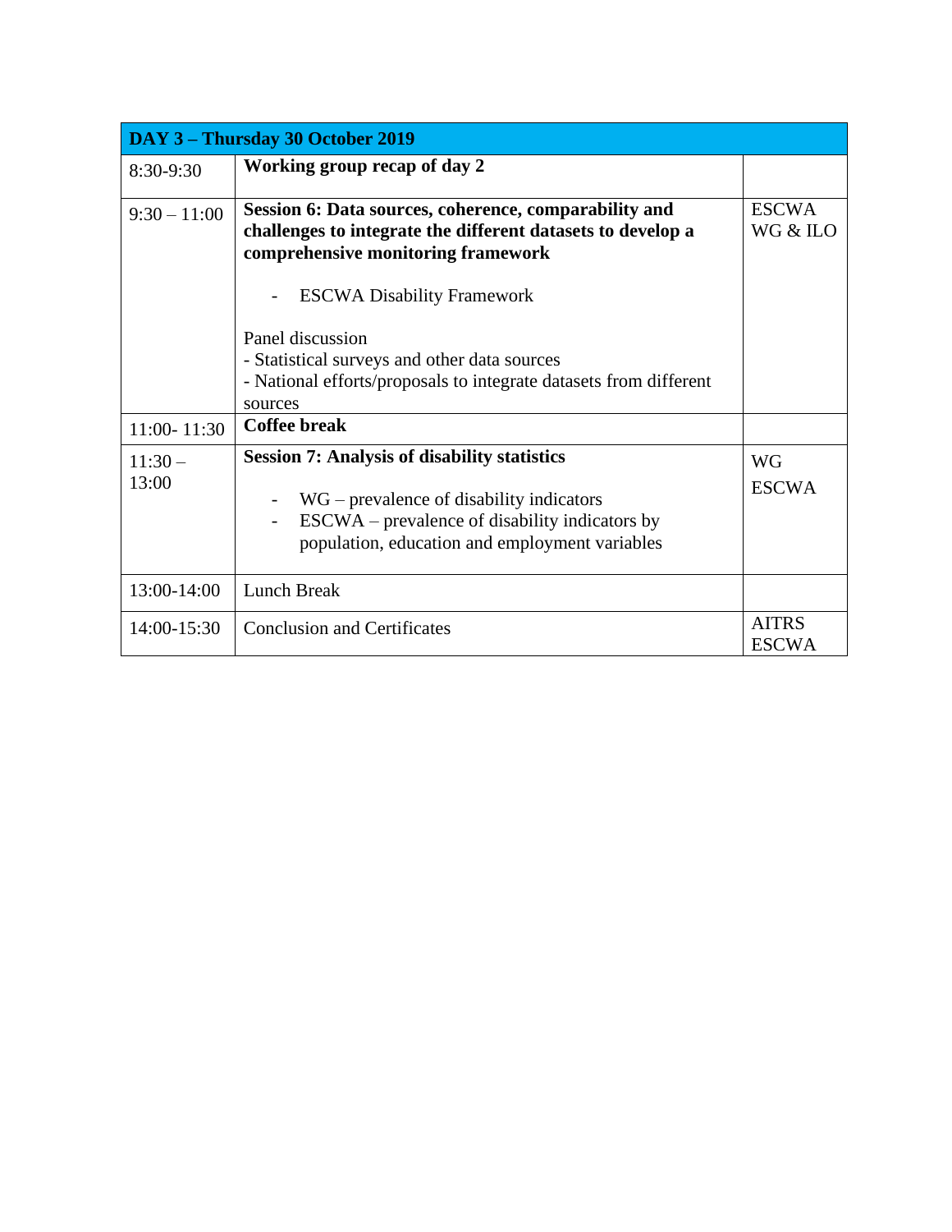| DAY 3 – Thursday 30 October 2019 | | |
|---|---|---|
| 8:30-9:30 | **Working group recap of day 2** | |
| 9:30 – 11:00 | **Session 6: Data sources, coherence, comparability and challenges to integrate the different datasets to develop a comprehensive monitoring framework**<br><br>- ESCWA Disability Framework<br><br>Panel discussion<br>- Statistical surveys and other data sources<br>- National efforts/proposals to integrate datasets from different sources | ESCWA<br>WG & ILO |
| 11:00- 11:30 | **Coffee break** | |
| 11:30 – 13:00 | **Session 7: Analysis of disability statistics**<br><br>- WG – prevalence of disability indicators<br>- ESCWA – prevalence of disability indicators by population, education and employment variables | WG<br>ESCWA |
| 13:00-14:00 | Lunch Break | |
| 14:00-15:30 | Conclusion and Certificates | AITRS<br>ESCWA |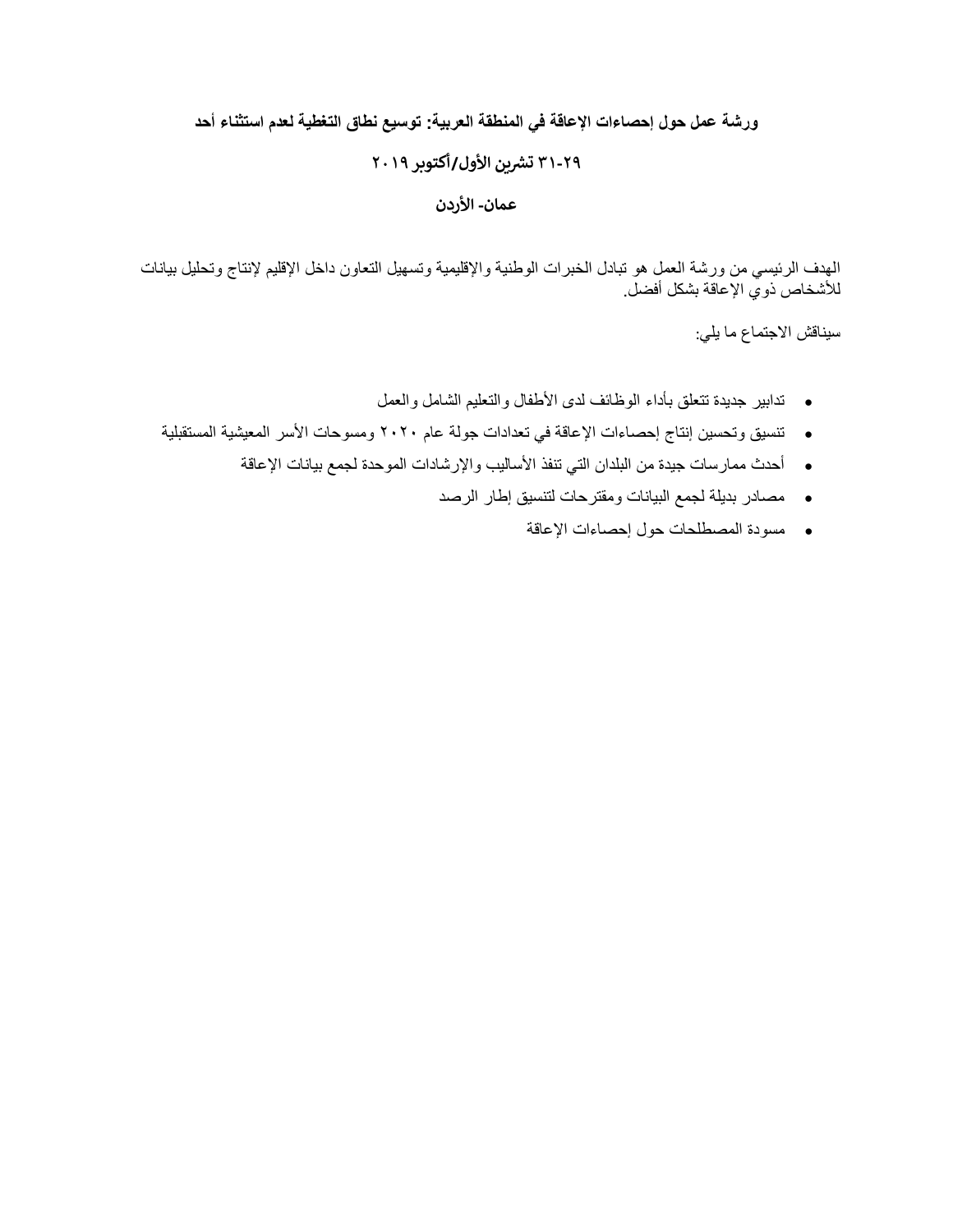**ورشة عمل حول إحصاءات الإعاقة في المنطقة العربية: توسيع نطاق التغطية لعدم استثناء أحد**

**٢٩-٣١ تشرين الأول/أكتوبر ٢٠١٩**

**عمان- الأردن**

الهدف الرئيسي من ورشة العمل هو تبادل الخبرات الوطنية والإقليمية وتسهيل التعاون داخل الإقليم لإنتاج وتحليل بيانات للأشخاص ذوي الإعاقة بشكل أفضل.

سيناقش الاجتماع ما يلي:

- تدابير جديدة تتعلق بأداء الوظائف لدى الأطفال والتعليم الشامل والعمل
- تنسيق وتحسين إنتاج إحصاءات الإعاقة في تعدادات جولة عام ٢٠٢٠ ومسوحات الأسر المعيشية المستقبلية
- أحدث ممارسات جيدة من البلدان التي تنفذ الأساليب والإرشادات الموحدة لجمع بيانات الإعاقة
- مصادر بديلة لجمع البيانات ومقترحات لتنسيق إطار الرصد
- مسودة المصطلحات حول إحصاءات الإعاقة